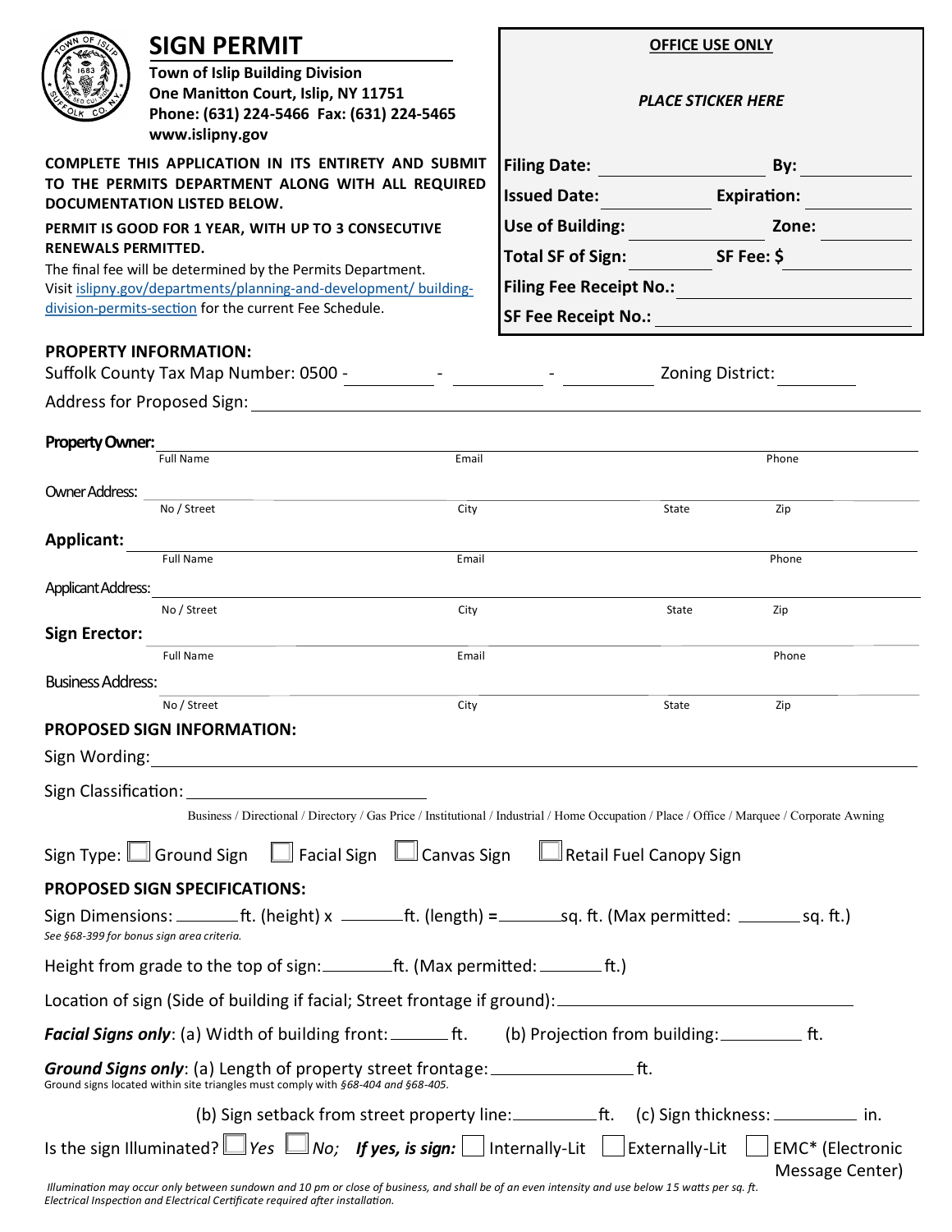# SIGN PERMIT

**Town of Islip Building Division**
**One Manitton Court, Islip, NY 11751**
**Phone: (631) 224-5466 Fax: (631) 224-5465**
**www.islipny.gov**

| **OFFICE USE ONLY** | |
|---|---|
| *PLACE STICKER HERE* | |
| **Filing Date:** ______ | **By:** ______ |
| **Issued Date:** ______ | **Expiration:** ______ |
| **Use of Building:** ______ | **Zone:** ______ |
| **Total SF of Sign:** ______ | **SF Fee: $** ______ |
| **Filing Fee Receipt No.:** ______ | |
| **SF Fee Receipt No.:** ______ | |

**COMPLETE THIS APPLICATION IN ITS ENTIRETY AND SUBMIT TO THE PERMITS DEPARTMENT ALONG WITH ALL REQUIRED DOCUMENTATION LISTED BELOW.**

**PERMIT IS GOOD FOR 1 YEAR, WITH UP TO 3 CONSECUTIVE RENEWALS PERMITTED.**

The final fee will be determined by the Permits Department. Visit islipny.gov/departments/planning-and-development/ building-division-permits-section for the current Fee Schedule.

## PROPERTY INFORMATION:

Suffolk County Tax Map Number: 0500 - ______ - ______ - ______ Zoning District: ______

Address for Proposed Sign: ______________________________

**Property Owner:** ______________________________
Full Name — Email — Phone

Owner Address: ______________________________
No / Street — City — State — Zip

**Applicant:** ______________________________
Full Name — Email — Phone

Applicant Address: ______________________________
No / Street — City — State — Zip

**Sign Erector:** ______________________________
Full Name — Email — Phone

Business Address: ______________________________
No / Street — City — State — Zip

## PROPOSED SIGN INFORMATION:

Sign Wording: ______________________________

Sign Classification: ______________________________
Business / Directional / Directory / Gas Price / Institutional / Industrial / Home Occupation / Place / Office / Marquee / Corporate Awning

Sign Type: ☐ Ground Sign ☐ Facial Sign ☐ Canvas Sign ☐ Retail Fuel Canopy Sign

## PROPOSED SIGN SPECIFICATIONS:

Sign Dimensions: ______ft. (height) x ______ft. (length) = ______sq. ft. (Max permitted: ______ sq. ft.)
*See §68-399 for bonus sign area criteria.*

Height from grade to the top of sign: ______ft. (Max permitted: ______ ft.)

Location of sign (Side of building if facial; Street frontage if ground): ______________________________

***Facial Signs only***: (a) Width of building front: ______ ft. (b) Projection from building: ______ ft.

***Ground Signs only***: (a) Length of property street frontage: ______________ ft.
*Ground signs located within site triangles must comply with §68-404 and §68-405.*

(b) Sign setback from street property line: ______ft. (c) Sign thickness: ______ in.

Is the sign Illuminated? ☐ *Yes* ☐ *No*; ***If yes, is sign:*** ☐ Internally-Lit ☐ Externally-Lit ☐ EMC* (Electronic Message Center)

*Illumination may occur only between sundown and 10 pm or close of business, and shall be of an even intensity and use below 15 watts per sq. ft. Electrical Inspection and Electrical Certificate required after installation.*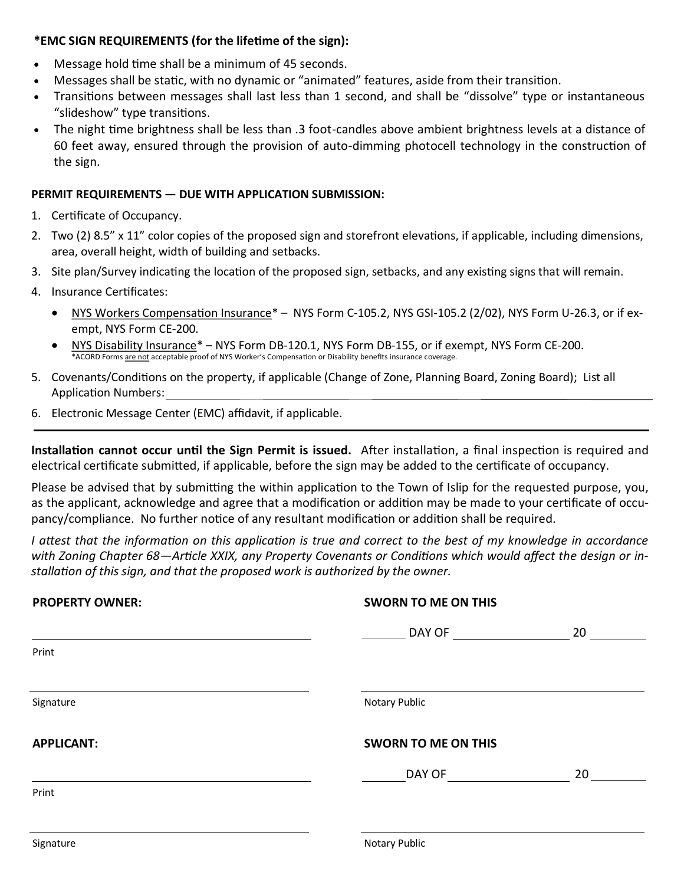**\*EMC SIGN REQUIREMENTS (for the lifetime of the sign):**

- Message hold time shall be a minimum of 45 seconds.
- Messages shall be static, with no dynamic or "animated" features, aside from their transition.
- Transitions between messages shall last less than 1 second, and shall be "dissolve" type or instantaneous "slideshow" type transitions.
- The night time brightness shall be less than .3 foot-candles above ambient brightness levels at a distance of 60 feet away, ensured through the provision of auto-dimming photocell technology in the construction of the sign.

**PERMIT REQUIREMENTS — DUE WITH APPLICATION SUBMISSION:**

1. Certificate of Occupancy.
2. Two (2) 8.5" x 11" color copies of the proposed sign and storefront elevations, if applicable, including dimensions, area, overall height, width of building and setbacks.
3. Site plan/Survey indicating the location of the proposed sign, setbacks, and any existing signs that will remain.
4. Insurance Certificates:
   - NYS Workers Compensation Insurance* – NYS Form C-105.2, NYS GSI-105.2 (2/02), NYS Form U-26.3, or if exempt, NYS Form CE-200.
   - NYS Disability Insurance* – NYS Form DB-120.1, NYS Form DB-155, or if exempt, NYS Form CE-200.

   *ACORD Forms are not acceptable proof of NYS Worker's Compensation or Disability benefits insurance coverage.
5. Covenants/Conditions on the property, if applicable (Change of Zone, Planning Board, Zoning Board); List all Application Numbers: ____________________
6. Electronic Message Center (EMC) affidavit, if applicable.

---

**Installation cannot occur until the Sign Permit is issued.** After installation, a final inspection is required and electrical certificate submitted, if applicable, before the sign may be added to the certificate of occupancy.

Please be advised that by submitting the within application to the Town of Islip for the requested purpose, you, as the applicant, acknowledge and agree that a modification or addition may be made to your certificate of occupancy/compliance. No further notice of any resultant modification or addition shall be required.

*I attest that the information on this application is true and correct to the best of my knowledge in accordance with Zoning Chapter 68—Article XXIX, any Property Covenants or Conditions which would affect the design or installation of this sign, and that the proposed work is authorized by the owner.*

**PROPERTY OWNER:**

____________________
Print

____________________
Signature

**SWORN TO ME ON THIS**

______ DAY OF ____________ 20 ______

____________________
Notary Public

**APPLICANT:**

____________________
Print

____________________
Signature

**SWORN TO ME ON THIS**

______ DAY OF ____________ 20 ______

____________________
Notary Public